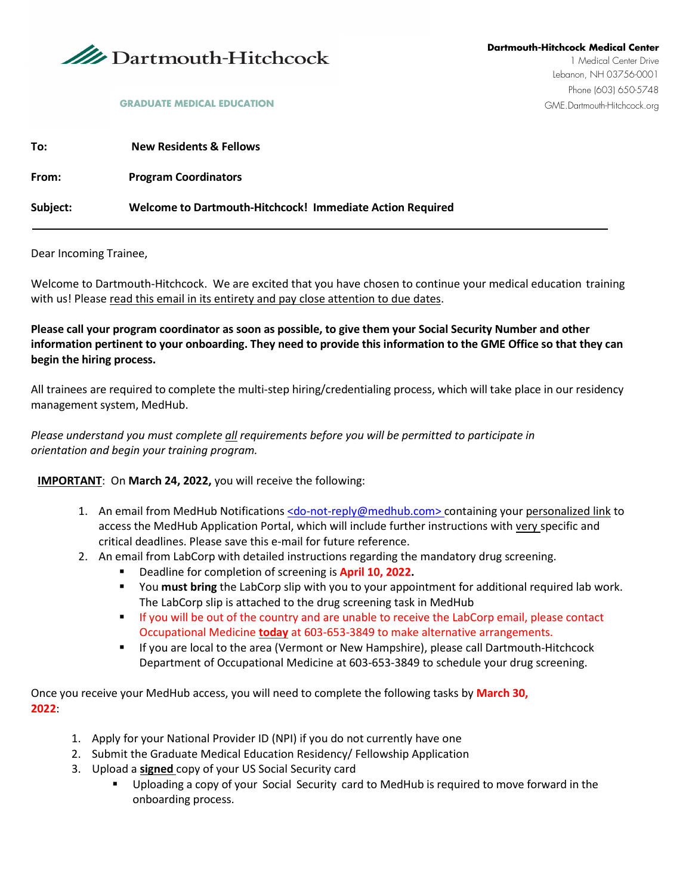**Dartmouth-Hitchcock**

GRADUATE MEDICAL EDUCATION

**Dartmouth-Hitchcock Medical Center**
1 Medical Center Drive
Lebanon, NH 03756-0001
Phone (603) 650-5748
GME.Dartmouth-Hitchcock.org

**To:** **New Residents & Fellows**

**From:** **Program Coordinators**

**Subject:** **Welcome to Dartmouth-Hitchcock! Immediate Action Required**

---

Dear Incoming Trainee,

Welcome to Dartmouth-Hitchcock. We are excited that you have chosen to continue your medical education training with us! Please read this email in its entirety and pay close attention to due dates.

**Please call your program coordinator as soon as possible, to give them your Social Security Number and other information pertinent to your onboarding. They need to provide this information to the GME Office so that they can begin the hiring process.**

All trainees are required to complete the multi-step hiring/credentialing process, which will take place in our residency management system, MedHub.

*Please understand you must complete all requirements before you will be permitted to participate in orientation and begin your training program.*

**IMPORTANT**: On **March 24, 2022,** you will receive the following:

1. An email from MedHub Notifications <do-not-reply@medhub.com> containing your personalized link to access the MedHub Application Portal, which will include further instructions with very specific and critical deadlines. Please save this e-mail for future reference.
2. An email from LabCorp with detailed instructions regarding the mandatory drug screening.
   - Deadline for completion of screening is **April 10, 2022.**
   - You **must bring** the LabCorp slip with you to your appointment for additional required lab work. The LabCorp slip is attached to the drug screening task in MedHub
   - If you will be out of the country and are unable to receive the LabCorp email, please contact Occupational Medicine **today** at 603-653-3849 to make alternative arrangements.
   - If you are local to the area (Vermont or New Hampshire), please call Dartmouth-Hitchcock Department of Occupational Medicine at 603-653-3849 to schedule your drug screening.

Once you receive your MedHub access, you will need to complete the following tasks by **March 30, 2022**:

1. Apply for your National Provider ID (NPI) if you do not currently have one
2. Submit the Graduate Medical Education Residency/ Fellowship Application
3. Upload a **signed** copy of your US Social Security card
   - Uploading a copy of your Social Security card to MedHub is required to move forward in the onboarding process.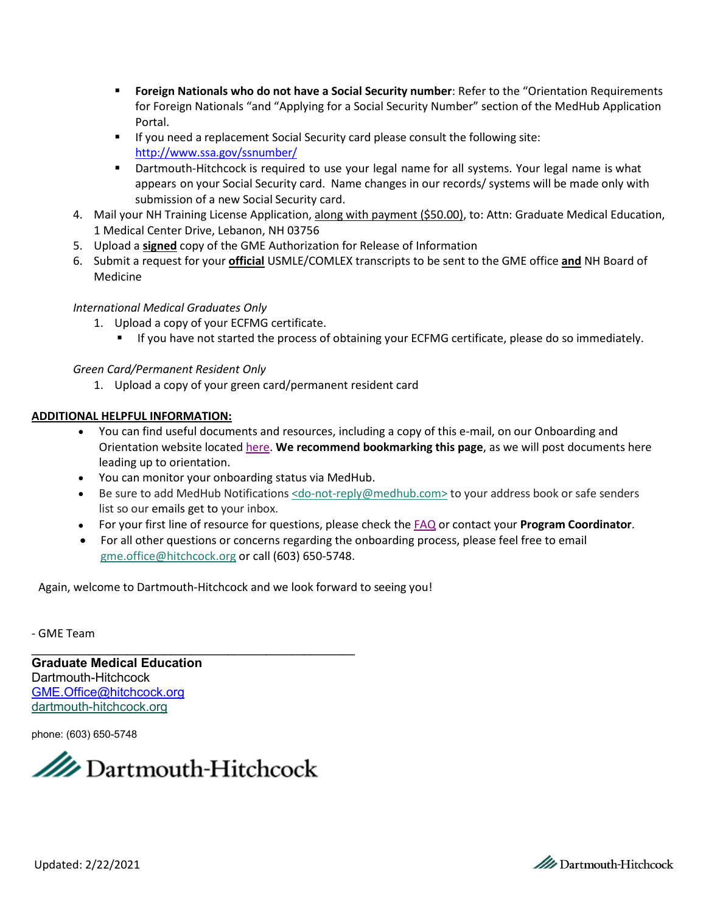- **Foreign Nationals who do not have a Social Security number**: Refer to the "Orientation Requirements for Foreign Nationals "and "Applying for a Social Security Number" section of the MedHub Application Portal.
   - If you need a replacement Social Security card please consult the following site: http://www.ssa.gov/ssnumber/
   - Dartmouth-Hitchcock is required to use your legal name for all systems. Your legal name is what appears on your Social Security card. Name changes in our records/ systems will be made only with submission of a new Social Security card.
4. Mail your NH Training License Application, along with payment ($50.00), to: Attn: Graduate Medical Education, 1 Medical Center Drive, Lebanon, NH 03756
5. Upload a **signed** copy of the GME Authorization for Release of Information
6. Submit a request for your **official** USMLE/COMLEX transcripts to be sent to the GME office **and** NH Board of Medicine

*International Medical Graduates Only*

1. Upload a copy of your ECFMG certificate.
   - If you have not started the process of obtaining your ECFMG certificate, please do so immediately.

*Green Card/Permanent Resident Only*

1. Upload a copy of your green card/permanent resident card

**ADDITIONAL HELPFUL INFORMATION:**

- You can find useful documents and resources, including a copy of this e-mail, on our Onboarding and Orientation website located here. **We recommend bookmarking this page**, as we will post documents here leading up to orientation.
- You can monitor your onboarding status via MedHub.
- Be sure to add MedHub Notifications <do-not-reply@medhub.com> to your address book or safe senders list so our emails get to your inbox.
- For your first line of resource for questions, please check the FAQ or contact your **Program Coordinator**.
- For all other questions or concerns regarding the onboarding process, please feel free to email gme.office@hitchcock.org or call (603) 650-5748.

Again, welcome to Dartmouth-Hitchcock and we look forward to seeing you!

- GME Team

**Graduate Medical Education**
Dartmouth-Hitchcock
GME.Office@hitchcock.org
dartmouth-hitchcock.org

phone: (603) 650-5748

Dartmouth-Hitchcock

Updated: 2/22/2021